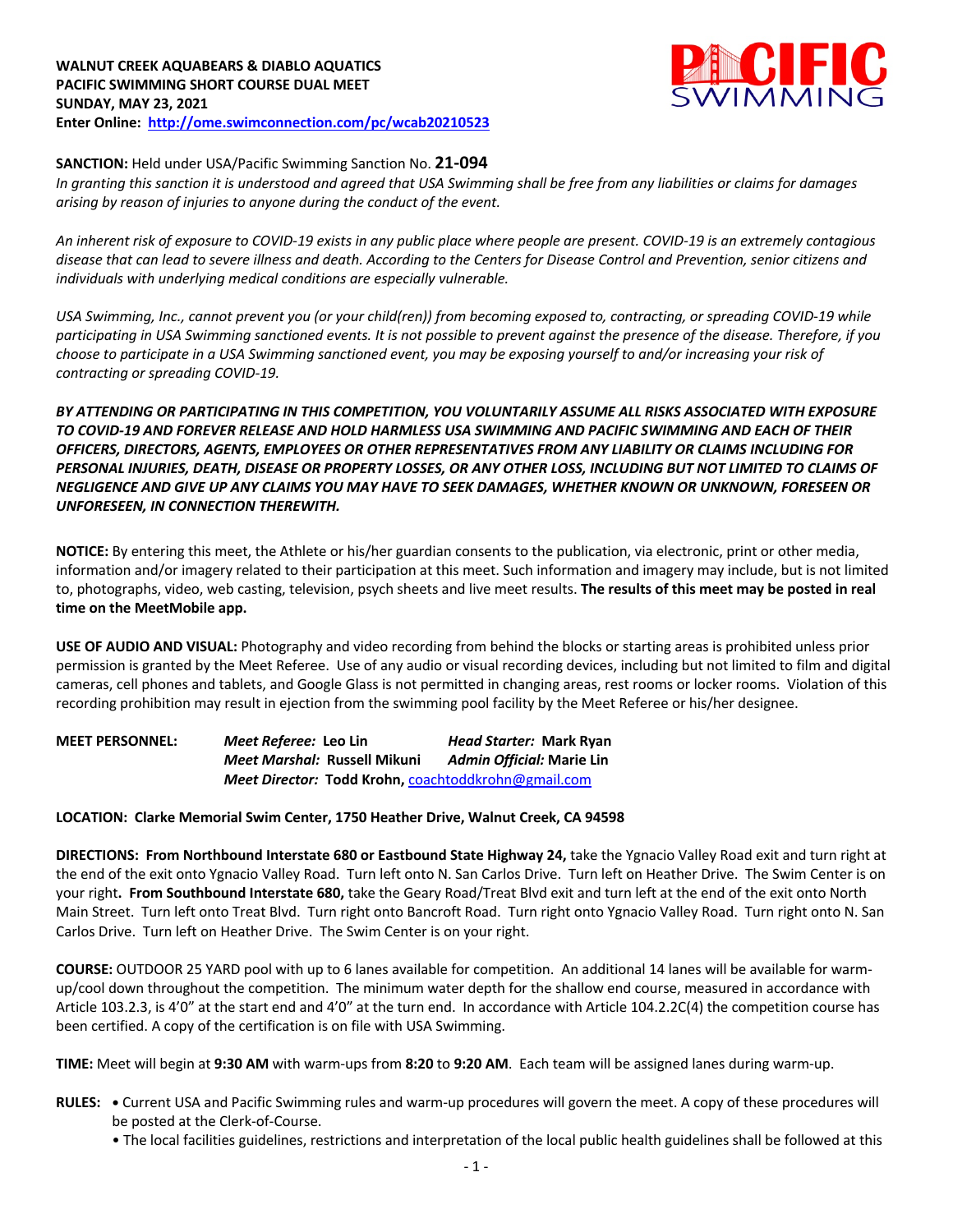**WALNUT CREEK AQUABEARS & DIABLO AQUATICS**
**PACIFIC SWIMMING SHORT COURSE DUAL MEET**
**SUNDAY, MAY 23, 2021**
**Enter Online: http://ome.swimconnection.com/pc/wcab20210523**

**SANCTION:** Held under USA/Pacific Swimming Sanction No. **21-094**
*In granting this sanction it is understood and agreed that USA Swimming shall be free from any liabilities or claims for damages arising by reason of injuries to anyone during the conduct of the event.*

*An inherent risk of exposure to COVID-19 exists in any public place where people are present. COVID-19 is an extremely contagious disease that can lead to severe illness and death. According to the Centers for Disease Control and Prevention, senior citizens and individuals with underlying medical conditions are especially vulnerable.*

*USA Swimming, Inc., cannot prevent you (or your child(ren)) from becoming exposed to, contracting, or spreading COVID-19 while participating in USA Swimming sanctioned events. It is not possible to prevent against the presence of the disease. Therefore, if you choose to participate in a USA Swimming sanctioned event, you may be exposing yourself to and/or increasing your risk of contracting or spreading COVID-19.*

***BY ATTENDING OR PARTICIPATING IN THIS COMPETITION, YOU VOLUNTARILY ASSUME ALL RISKS ASSOCIATED WITH EXPOSURE TO COVID-19 AND FOREVER RELEASE AND HOLD HARMLESS USA SWIMMING AND PACIFIC SWIMMING AND EACH OF THEIR OFFICERS, DIRECTORS, AGENTS, EMPLOYEES OR OTHER REPRESENTATIVES FROM ANY LIABILITY OR CLAIMS INCLUDING FOR PERSONAL INJURIES, DEATH, DISEASE OR PROPERTY LOSSES, OR ANY OTHER LOSS, INCLUDING BUT NOT LIMITED TO CLAIMS OF NEGLIGENCE AND GIVE UP ANY CLAIMS YOU MAY HAVE TO SEEK DAMAGES, WHETHER KNOWN OR UNKNOWN, FORESEEN OR UNFORESEEN, IN CONNECTION THEREWITH.***

**NOTICE:** By entering this meet, the Athlete or his/her guardian consents to the publication, via electronic, print or other media, information and/or imagery related to their participation at this meet. Such information and imagery may include, but is not limited to, photographs, video, web casting, television, psych sheets and live meet results. **The results of this meet may be posted in real time on the MeetMobile app.**

**USE OF AUDIO AND VISUAL:** Photography and video recording from behind the blocks or starting areas is prohibited unless prior permission is granted by the Meet Referee. Use of any audio or visual recording devices, including but not limited to film and digital cameras, cell phones and tablets, and Google Glass is not permitted in changing areas, rest rooms or locker rooms. Violation of this recording prohibition may result in ejection from the swimming pool facility by the Meet Referee or his/her designee.

**MEET PERSONNEL:**
***Meet Referee:*** **Leo Lin** ***Head Starter:*** **Mark Ryan**
***Meet Marshal:*** **Russell Mikuni** ***Admin Official:*** **Marie Lin**
***Meet Director:*** **Todd Krohn,** coachtoddkrohn@gmail.com

**LOCATION: Clarke Memorial Swim Center, 1750 Heather Drive, Walnut Creek, CA 94598**

**DIRECTIONS: From Northbound Interstate 680 or Eastbound State Highway 24,** take the Ygnacio Valley Road exit and turn right at the end of the exit onto Ygnacio Valley Road. Turn left onto N. San Carlos Drive. Turn left on Heather Drive. The Swim Center is on your right**. From Southbound Interstate 680,** take the Geary Road/Treat Blvd exit and turn left at the end of the exit onto North Main Street. Turn left onto Treat Blvd. Turn right onto Bancroft Road. Turn right onto Ygnacio Valley Road. Turn right onto N. San Carlos Drive. Turn left on Heather Drive. The Swim Center is on your right.

**COURSE:** OUTDOOR 25 YARD pool with up to 6 lanes available for competition. An additional 14 lanes will be available for warm-up/cool down throughout the competition. The minimum water depth for the shallow end course, measured in accordance with Article 103.2.3, is 4'0" at the start end and 4'0" at the turn end. In accordance with Article 104.2.2C(4) the competition course has been certified. A copy of the certification is on file with USA Swimming.

**TIME:** Meet will begin at **9:30 AM** with warm-ups from **8:20** to **9:20 AM**. Each team will be assigned lanes during warm-up.

**RULES:**
- Current USA and Pacific Swimming rules and warm-up procedures will govern the meet. A copy of these procedures will be posted at the Clerk-of-Course.
- The local facilities guidelines, restrictions and interpretation of the local public health guidelines shall be followed at this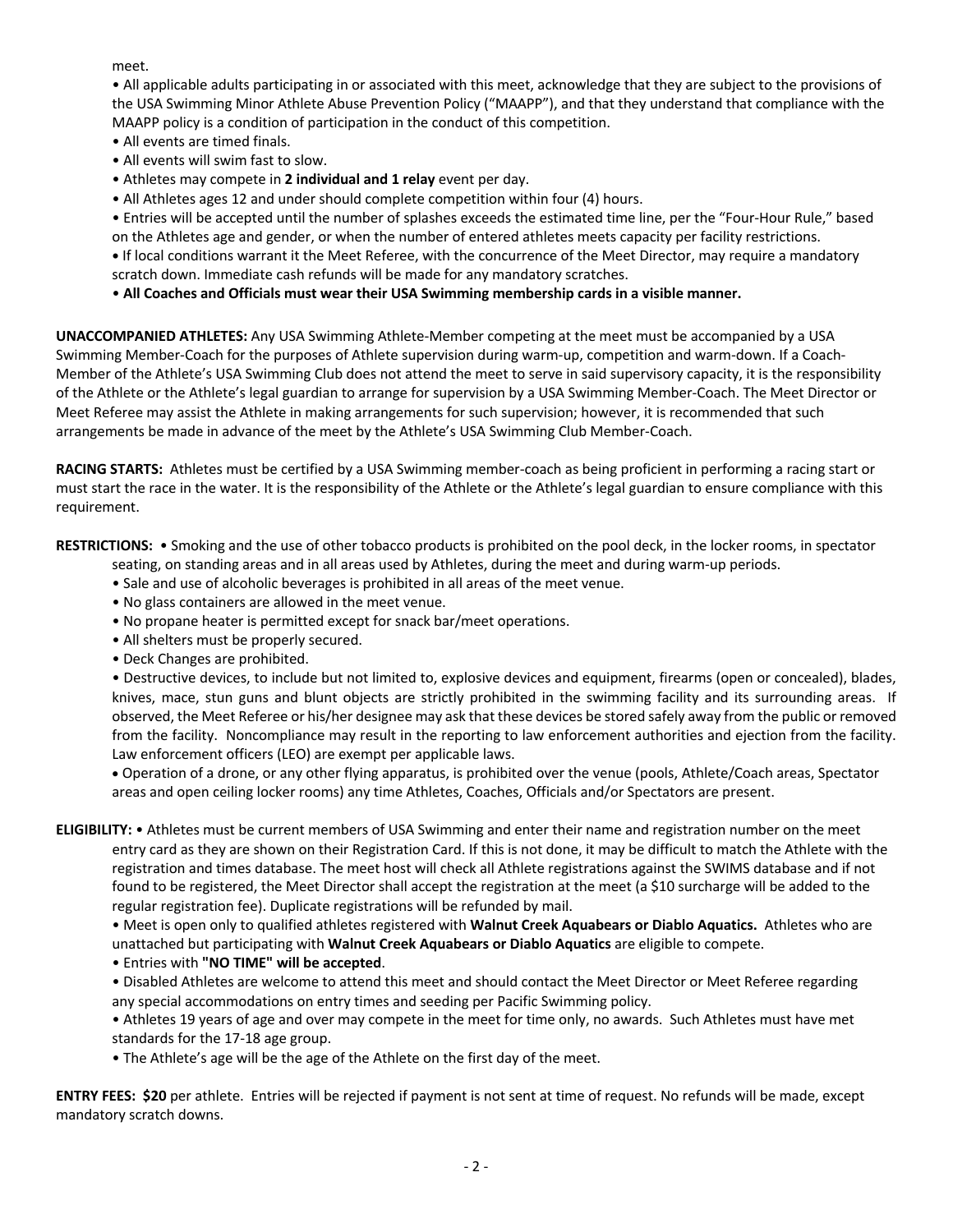meet.

- All applicable adults participating in or associated with this meet, acknowledge that they are subject to the provisions of the USA Swimming Minor Athlete Abuse Prevention Policy ("MAAPP"), and that they understand that compliance with the MAAPP policy is a condition of participation in the conduct of this competition.
- All events are timed finals.
- All events will swim fast to slow.
- Athletes may compete in **2 individual and 1 relay** event per day.
- All Athletes ages 12 and under should complete competition within four (4) hours.
- Entries will be accepted until the number of splashes exceeds the estimated time line, per the "Four-Hour Rule," based on the Athletes age and gender, or when the number of entered athletes meets capacity per facility restrictions.
- If local conditions warrant it the Meet Referee, with the concurrence of the Meet Director, may require a mandatory scratch down. Immediate cash refunds will be made for any mandatory scratches.
- **All Coaches and Officials must wear their USA Swimming membership cards in a visible manner.**

**UNACCOMPANIED ATHLETES:** Any USA Swimming Athlete-Member competing at the meet must be accompanied by a USA Swimming Member-Coach for the purposes of Athlete supervision during warm-up, competition and warm-down. If a Coach-Member of the Athlete's USA Swimming Club does not attend the meet to serve in said supervisory capacity, it is the responsibility of the Athlete or the Athlete's legal guardian to arrange for supervision by a USA Swimming Member-Coach. The Meet Director or Meet Referee may assist the Athlete in making arrangements for such supervision; however, it is recommended that such arrangements be made in advance of the meet by the Athlete's USA Swimming Club Member-Coach.

**RACING STARTS:** Athletes must be certified by a USA Swimming member-coach as being proficient in performing a racing start or must start the race in the water. It is the responsibility of the Athlete or the Athlete's legal guardian to ensure compliance with this requirement.

**RESTRICTIONS:**
- Smoking and the use of other tobacco products is prohibited on the pool deck, in the locker rooms, in spectator seating, on standing areas and in all areas used by Athletes, during the meet and during warm-up periods.
- Sale and use of alcoholic beverages is prohibited in all areas of the meet venue.
- No glass containers are allowed in the meet venue.
- No propane heater is permitted except for snack bar/meet operations.
- All shelters must be properly secured.
- Deck Changes are prohibited.
- Destructive devices, to include but not limited to, explosive devices and equipment, firearms (open or concealed), blades, knives, mace, stun guns and blunt objects are strictly prohibited in the swimming facility and its surrounding areas. If observed, the Meet Referee or his/her designee may ask that these devices be stored safely away from the public or removed from the facility. Noncompliance may result in the reporting to law enforcement authorities and ejection from the facility. Law enforcement officers (LEO) are exempt per applicable laws.
- Operation of a drone, or any other flying apparatus, is prohibited over the venue (pools, Athlete/Coach areas, Spectator areas and open ceiling locker rooms) any time Athletes, Coaches, Officials and/or Spectators are present.

**ELIGIBILITY:**
- Athletes must be current members of USA Swimming and enter their name and registration number on the meet entry card as they are shown on their Registration Card. If this is not done, it may be difficult to match the Athlete with the registration and times database. The meet host will check all Athlete registrations against the SWIMS database and if not found to be registered, the Meet Director shall accept the registration at the meet (a $10 surcharge will be added to the regular registration fee). Duplicate registrations will be refunded by mail.
- Meet is open only to qualified athletes registered with **Walnut Creek Aquabears or Diablo Aquatics.** Athletes who are unattached but participating with **Walnut Creek Aquabears or Diablo Aquatics** are eligible to compete.
- Entries with **"NO TIME" will be accepted**.
- Disabled Athletes are welcome to attend this meet and should contact the Meet Director or Meet Referee regarding any special accommodations on entry times and seeding per Pacific Swimming policy.
- Athletes 19 years of age and over may compete in the meet for time only, no awards. Such Athletes must have met standards for the 17-18 age group.
- The Athlete's age will be the age of the Athlete on the first day of the meet.

**ENTRY FEES: $20** per athlete. Entries will be rejected if payment is not sent at time of request. No refunds will be made, except mandatory scratch downs.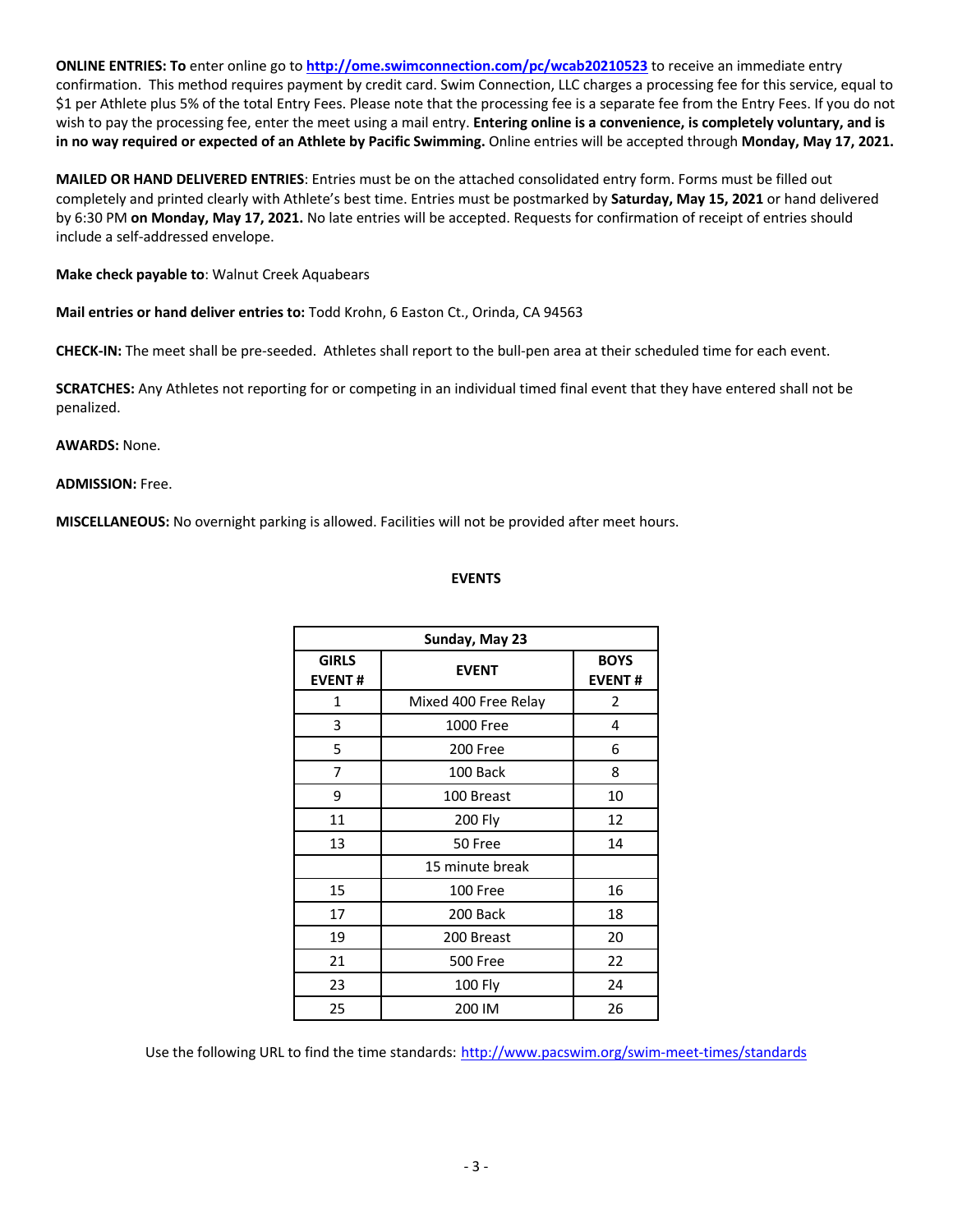**ONLINE ENTRIES: To** enter online go to **http://ome.swimconnection.com/pc/wcab20210523** to receive an immediate entry confirmation. This method requires payment by credit card. Swim Connection, LLC charges a processing fee for this service, equal to $1 per Athlete plus 5% of the total Entry Fees. Please note that the processing fee is a separate fee from the Entry Fees. If you do not wish to pay the processing fee, enter the meet using a mail entry. **Entering online is a convenience, is completely voluntary, and is in no way required or expected of an Athlete by Pacific Swimming.** Online entries will be accepted through **Monday, May 17, 2021.**

**MAILED OR HAND DELIVERED ENTRIES**: Entries must be on the attached consolidated entry form. Forms must be filled out completely and printed clearly with Athlete's best time. Entries must be postmarked by **Saturday, May 15, 2021** or hand delivered by 6:30 PM **on Monday, May 17, 2021.** No late entries will be accepted. Requests for confirmation of receipt of entries should include a self-addressed envelope.

**Make check payable to**: Walnut Creek Aquabears

**Mail entries or hand deliver entries to:** Todd Krohn, 6 Easton Ct., Orinda, CA 94563

**CHECK-IN:** The meet shall be pre-seeded. Athletes shall report to the bull-pen area at their scheduled time for each event.

**SCRATCHES:** Any Athletes not reporting for or competing in an individual timed final event that they have entered shall not be penalized.

**AWARDS:** None.

**ADMISSION:** Free.

**MISCELLANEOUS:** No overnight parking is allowed. Facilities will not be provided after meet hours.

**EVENTS**

| Sunday, May 23 | | |
|---|---|---|
| **GIRLS EVENT #** | **EVENT** | **BOYS EVENT #** |
| 1 | Mixed 400 Free Relay | 2 |
| 3 | 1000 Free | 4 |
| 5 | 200 Free | 6 |
| 7 | 100 Back | 8 |
| 9 | 100 Breast | 10 |
| 11 | 200 Fly | 12 |
| 13 | 50 Free | 14 |
| | 15 minute break | |
| 15 | 100 Free | 16 |
| 17 | 200 Back | 18 |
| 19 | 200 Breast | 20 |
| 21 | 500 Free | 22 |
| 23 | 100 Fly | 24 |
| 25 | 200 IM | 26 |

Use the following URL to find the time standards: http://www.pacswim.org/swim-meet-times/standards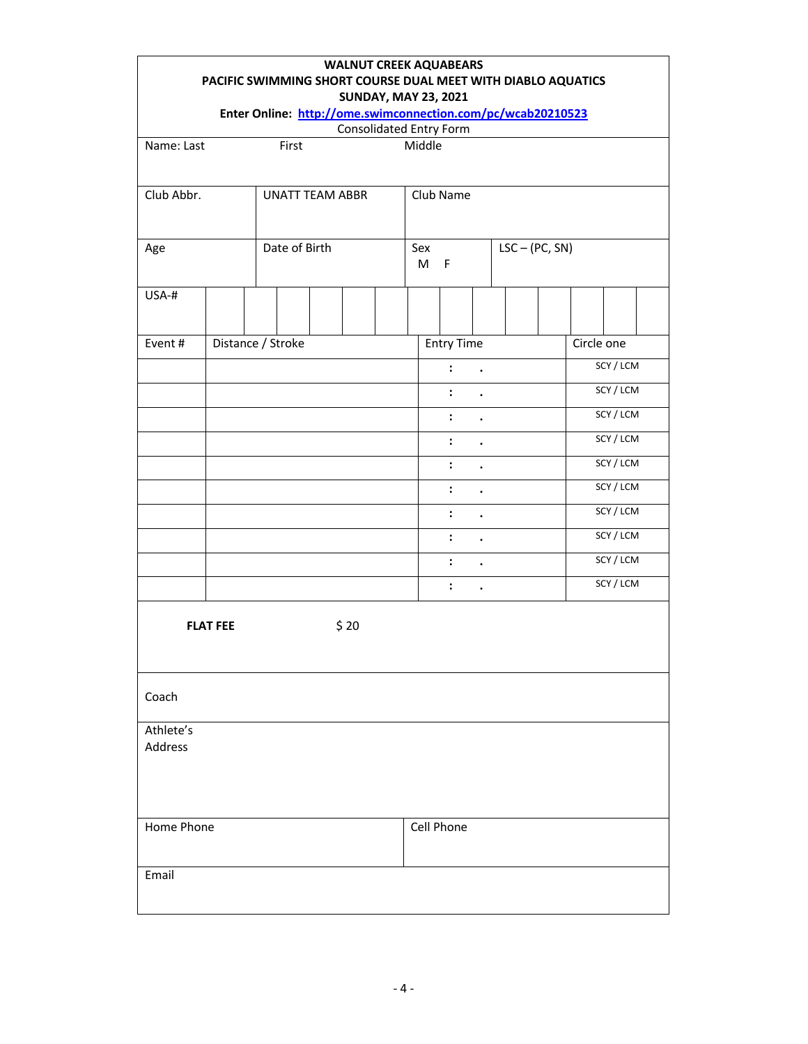**WALNUT CREEK AQUABEARS**
**PACIFIC SWIMMING SHORT COURSE DUAL MEET WITH DIABLO AQUATICS**
**SUNDAY, MAY 23, 2021**
**Enter Online: [http://ome.swimconnection.com/pc/wcab20210523](http://ome.swimconnection.com/pc/wcab20210523)**
Consolidated Entry Form

| Name: Last | First | Middle |
|---|---|---|
| | | |

| Club Abbr. | UNATT TEAM ABBR | Club Name |
|---|---|---|
| | | |

| Age | Date of Birth | Sex M F | LSC – (PC, SN) |
|---|---|---|---|
| | | | |

| USA-# | | | | | | | | | | | | | | |
|---|---|---|---|---|---|---|---|---|---|---|---|---|---|---|

| Event # | Distance / Stroke | Entry Time | Circle one |
|---|---|---|---|
| | | : . | SCY / LCM |
| | | : . | SCY / LCM |
| | | : . | SCY / LCM |
| | | : . | SCY / LCM |
| | | : . | SCY / LCM |
| | | : . | SCY / LCM |
| | | : . | SCY / LCM |
| | | : . | SCY / LCM |
| | | : . | SCY / LCM |
| | | : . | SCY / LCM |

**FLAT FEE** $ 20

Coach

Athlete's Address

| Home Phone | Cell Phone |
|---|---|
| | |

Email